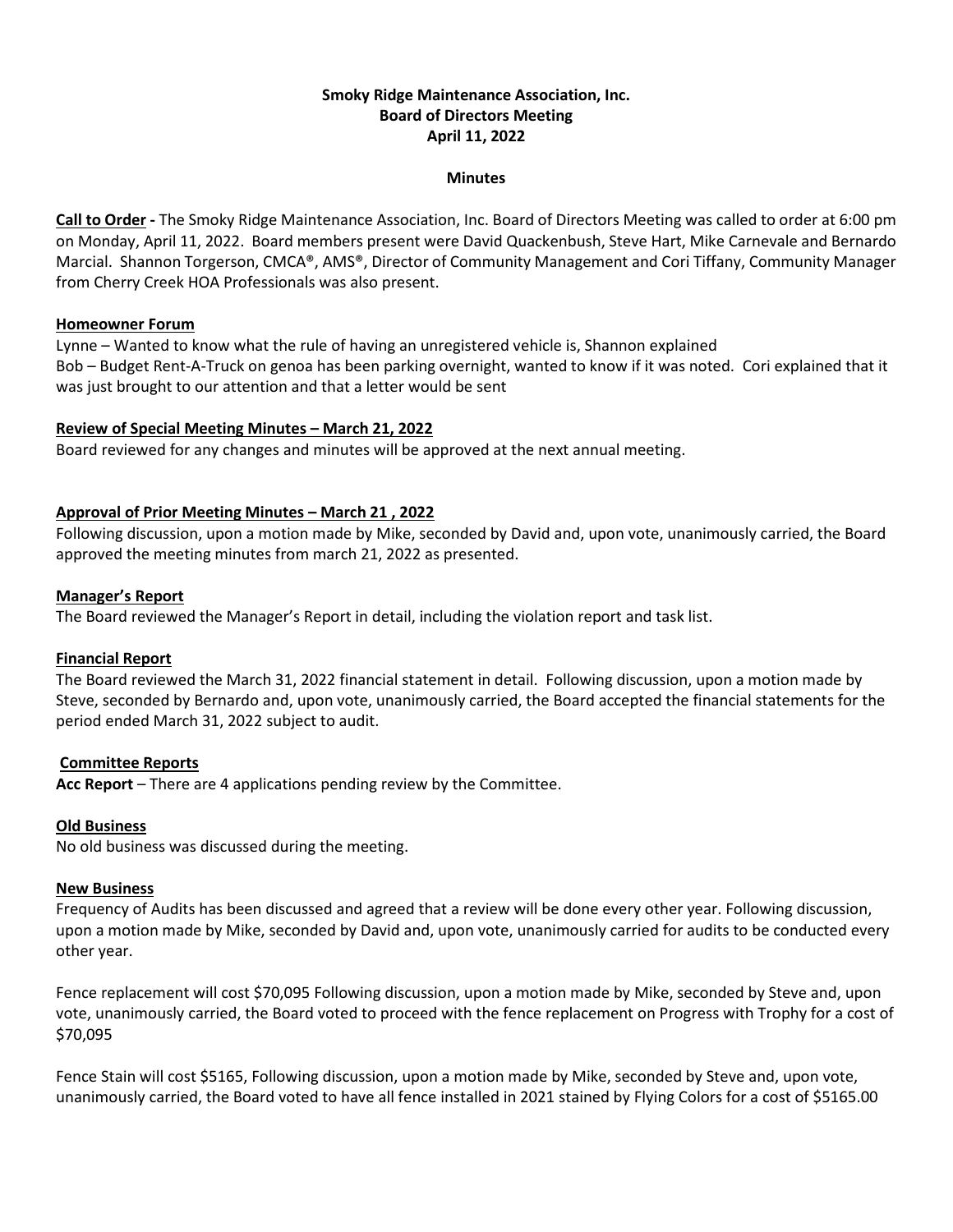**Smoky Ridge Maintenance Association, Inc.**
**Board of Directors Meeting**
**April 11, 2022**

**Minutes**

**Call to Order -** The Smoky Ridge Maintenance Association, Inc. Board of Directors Meeting was called to order at 6:00 pm on Monday, April 11, 2022. Board members present were David Quackenbush, Steve Hart, Mike Carnevale and Bernardo Marcial. Shannon Torgerson, CMCA®, AMS®, Director of Community Management and Cori Tiffany, Community Manager from Cherry Creek HOA Professionals was also present.

**Homeowner Forum**

Lynne – Wanted to know what the rule of having an unregistered vehicle is, Shannon explained
Bob – Budget Rent-A-Truck on genoa has been parking overnight, wanted to know if it was noted. Cori explained that it was just brought to our attention and that a letter would be sent

**Review of Special Meeting Minutes – March 21, 2022**

Board reviewed for any changes and minutes will be approved at the next annual meeting.

**Approval of Prior Meeting Minutes – March 21 , 2022**

Following discussion, upon a motion made by Mike, seconded by David and, upon vote, unanimously carried, the Board approved the meeting minutes from march 21, 2022 as presented.

**Manager's Report**

The Board reviewed the Manager's Report in detail, including the violation report and task list.

**Financial Report**

The Board reviewed the March 31, 2022 financial statement in detail. Following discussion, upon a motion made by Steve, seconded by Bernardo and, upon vote, unanimously carried, the Board accepted the financial statements for the period ended March 31, 2022 subject to audit.

**Committee Reports**

**Acc Report** – There are 4 applications pending review by the Committee.

**Old Business**

No old business was discussed during the meeting.

**New Business**

Frequency of Audits has been discussed and agreed that a review will be done every other year. Following discussion, upon a motion made by Mike, seconded by David and, upon vote, unanimously carried for audits to be conducted every other year.

Fence replacement will cost $70,095 Following discussion, upon a motion made by Mike, seconded by Steve and, upon vote, unanimously carried, the Board voted to proceed with the fence replacement on Progress with Trophy for a cost of $70,095

Fence Stain will cost $5165, Following discussion, upon a motion made by Mike, seconded by Steve and, upon vote, unanimously carried, the Board voted to have all fence installed in 2021 stained by Flying Colors for a cost of $5165.00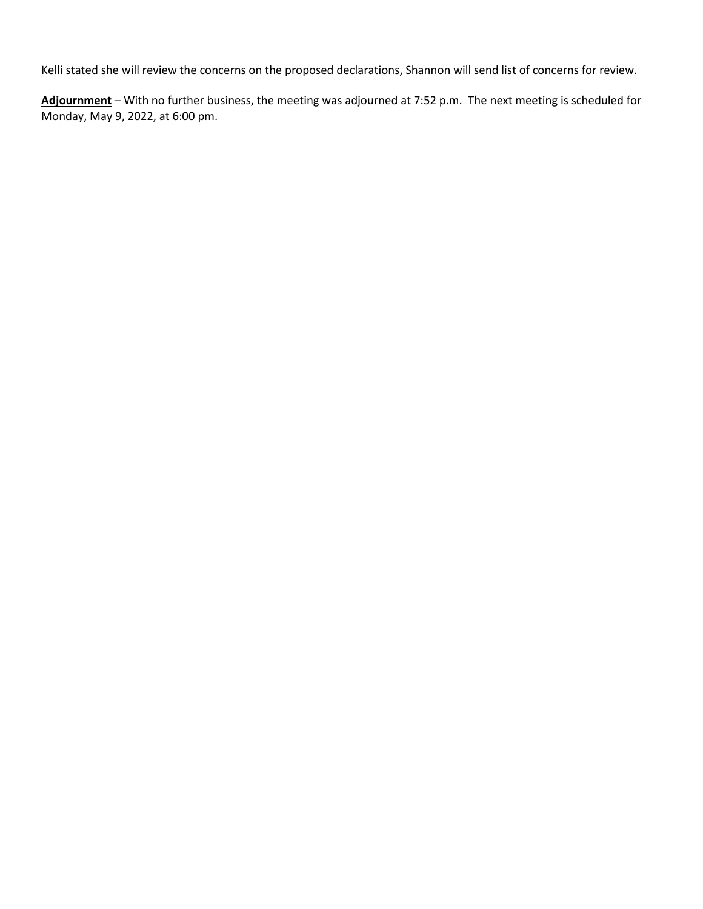Kelli stated she will review the concerns on the proposed declarations, Shannon will send list of concerns for review.

**Adjournment** – With no further business, the meeting was adjourned at 7:52 p.m. The next meeting is scheduled for Monday, May 9, 2022, at 6:00 pm.